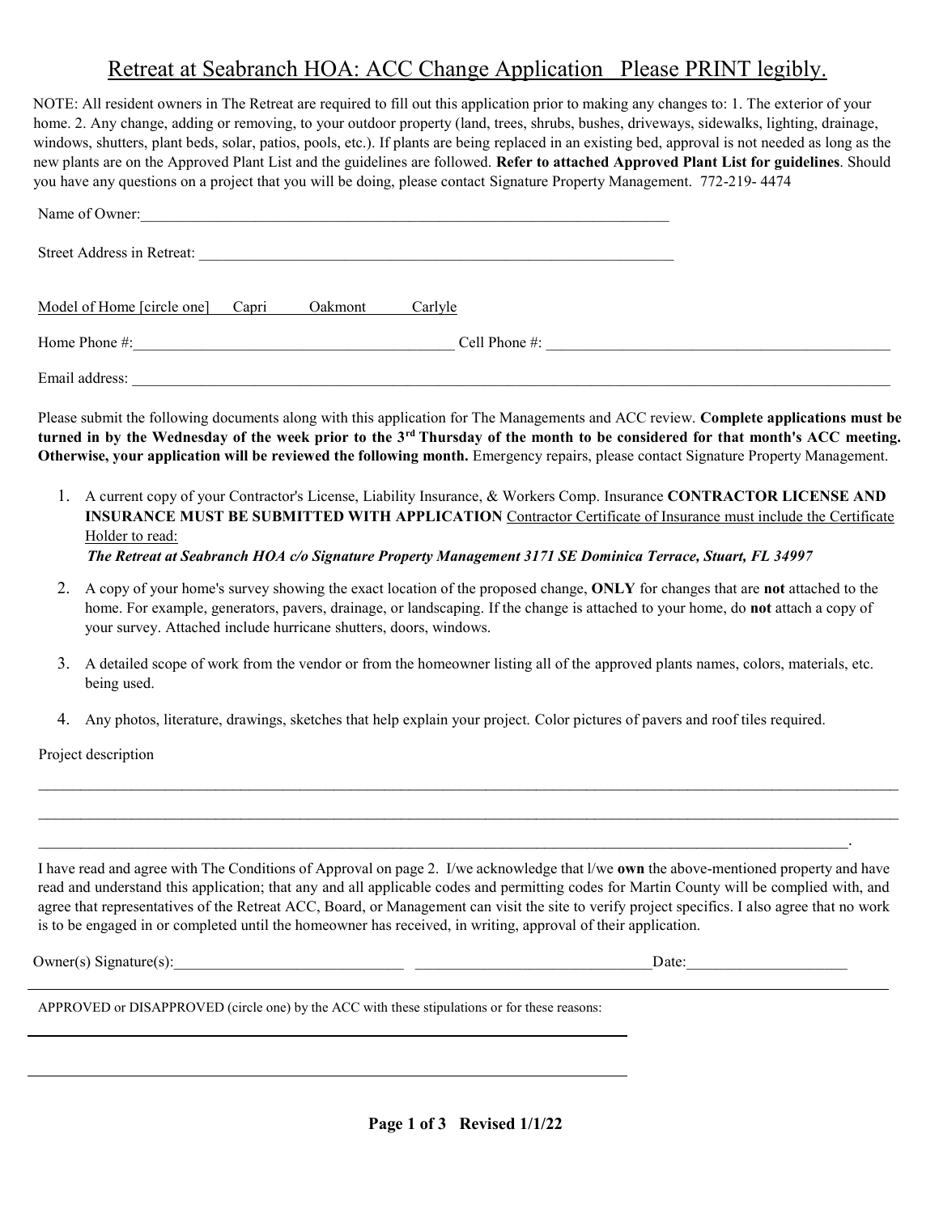# Retreat at Seabranch HOA: ACC Change Application   Please PRINT legibly.

NOTE: All resident owners in The Retreat are required to fill out this application prior to making any changes to: 1. The exterior of your home. 2. Any change, adding or removing, to your outdoor property (land, trees, shrubs, bushes, driveways, sidewalks, lighting, drainage, windows, shutters, plant beds, solar, patios, pools, etc.). If plants are being replaced in an existing bed, approval is not needed as long as the new plants are on the Approved Plant List and the guidelines are followed. **Refer to attached Approved Plant List for guidelines**. Should you have any questions on a project that you will be doing, please contact Signature Property Management. 772-219- 4474

Name of Owner:_______________________________________________________________________

Street Address in Retreat: _______________________________________________________________

Model of Home [circle one]     Capri     Oakmont     Carlyle

Home Phone #:__________________________________________ Cell Phone #: _______________________________________________

Email address: ____________________________________________________________________________________________________

Please submit the following documents along with this application for The Managements and ACC review. **Complete applications must be turned in by the Wednesday of the week prior to the 3rd Thursday of the month to be considered for that month's ACC meeting. Otherwise, your application will be reviewed the following month.** Emergency repairs, please contact Signature Property Management.

1. A current copy of your Contractor's License, Liability Insurance, & Workers Comp. Insurance **CONTRACTOR LICENSE AND INSURANCE MUST BE SUBMITTED WITH APPLICATION** Contractor Certificate of Insurance must include the Certificate Holder to read:
   ***The Retreat at Seabranch HOA c/o Signature Property Management 3171 SE Dominica Terrace, Stuart, FL 34997***
2. A copy of your home's survey showing the exact location of the proposed change, **ONLY** for changes that are **not** attached to the home. For example, generators, pavers, drainage, or landscaping. If the change is attached to your home, do **not** attach a copy of your survey. Attached include hurricane shutters, doors, windows.
3. A detailed scope of work from the vendor or from the homeowner listing all of the approved plants names, colors, materials, etc. being used.
4. Any photos, literature, drawings, sketches that help explain your project. Color pictures of pavers and roof tiles required.

Project description

____________________________________________________________________________________________________________

____________________________________________________________________________________________________________

___________________________________________________________________________________________________________.

I have read and agree with The Conditions of Approval on page 2. I/we acknowledge that l/we **own** the above-mentioned property and have read and understand this application; that any and all applicable codes and permitting codes for Martin County will be complied with, and agree that representatives of the Retreat ACC, Board, or Management can visit the site to verify project specifics. I also agree that no work is to be engaged in or completed until the homeowner has received, in writing, approval of their application.

Owner(s) Signature(s):_______________________________ _______________________________Date:_____________________

APPROVED or DISAPPROVED (circle one) by the ACC with these stipulations or for these reasons:

_______________________________________________________________________________

_______________________________________________________________________________

**Revised 1/1/22**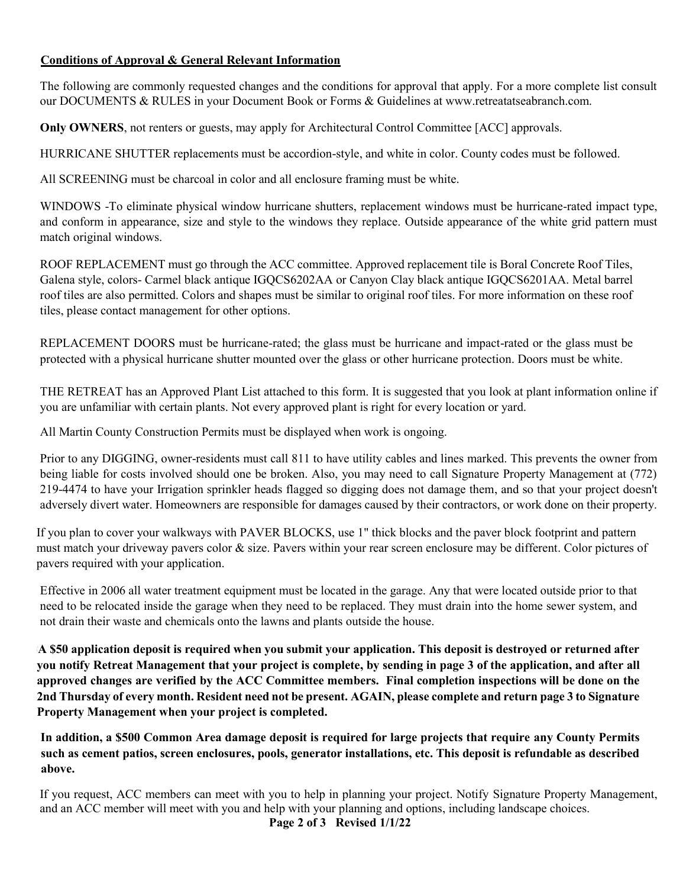**Conditions of Approval & General Relevant Information**

The following are commonly requested changes and the conditions for approval that apply. For a more complete list consult our DOCUMENTS & RULES in your Document Book or Forms & Guidelines at www.retreatatseabranch.com.

**Only OWNERS**, not renters or guests, may apply for Architectural Control Committee [ACC] approvals.

HURRICANE SHUTTER replacements must be accordion-style, and white in color. County codes must be followed.

All SCREENING must be charcoal in color and all enclosure framing must be white.

WINDOWS -To eliminate physical window hurricane shutters, replacement windows must be hurricane-rated impact type, and conform in appearance, size and style to the windows they replace. Outside appearance of the white grid pattern must match original windows.

ROOF REPLACEMENT must go through the ACC committee. Approved replacement tile is Boral Concrete Roof Tiles, Galena style, colors- Carmel black antique IGQCS6202AA or Canyon Clay black antique IGQCS6201AA. Metal barrel roof tiles are also permitted. Colors and shapes must be similar to original roof tiles. For more information on these roof tiles, please contact management for other options.

REPLACEMENT DOORS must be hurricane-rated; the glass must be hurricane and impact-rated or the glass must be protected with a physical hurricane shutter mounted over the glass or other hurricane protection. Doors must be white.

THE RETREAT has an Approved Plant List attached to this form. It is suggested that you look at plant information online if you are unfamiliar with certain plants. Not every approved plant is right for every location or yard.

All Martin County Construction Permits must be displayed when work is ongoing.

Prior to any DIGGING, owner-residents must call 811 to have utility cables and lines marked. This prevents the owner from being liable for costs involved should one be broken. Also, you may need to call Signature Property Management at (772) 219-4474 to have your Irrigation sprinkler heads flagged so digging does not damage them, and so that your project doesn't adversely divert water. Homeowners are responsible for damages caused by their contractors, or work done on their property.

If you plan to cover your walkways with PAVER BLOCKS, use 1" thick blocks and the paver block footprint and pattern must match your driveway pavers color & size. Pavers within your rear screen enclosure may be different. Color pictures of pavers required with your application.

Effective in 2006 all water treatment equipment must be located in the garage. Any that were located outside prior to that need to be relocated inside the garage when they need to be replaced. They must drain into the home sewer system, and not drain their waste and chemicals onto the lawns and plants outside the house.

**A $50 application deposit is required when you submit your application. This deposit is destroyed or returned after you notify Retreat Management that your project is complete, by sending in page 3 of the application, and after all approved changes are verified by the ACC Committee members. Final completion inspections will be done on the 2nd Thursday of every month. Resident need not be present. AGAIN, please complete and return page 3 to Signature Property Management when your project is completed.**

**In addition, a $500 Common Area damage deposit is required for large projects that require any County Permits such as cement patios, screen enclosures, pools, generator installations, etc. This deposit is refundable as described above.**

If you request, ACC members can meet with you to help in planning your project. Notify Signature Property Management, and an ACC member will meet with you and help with your planning and options, including landscape choices.

**Revised 1/1/22**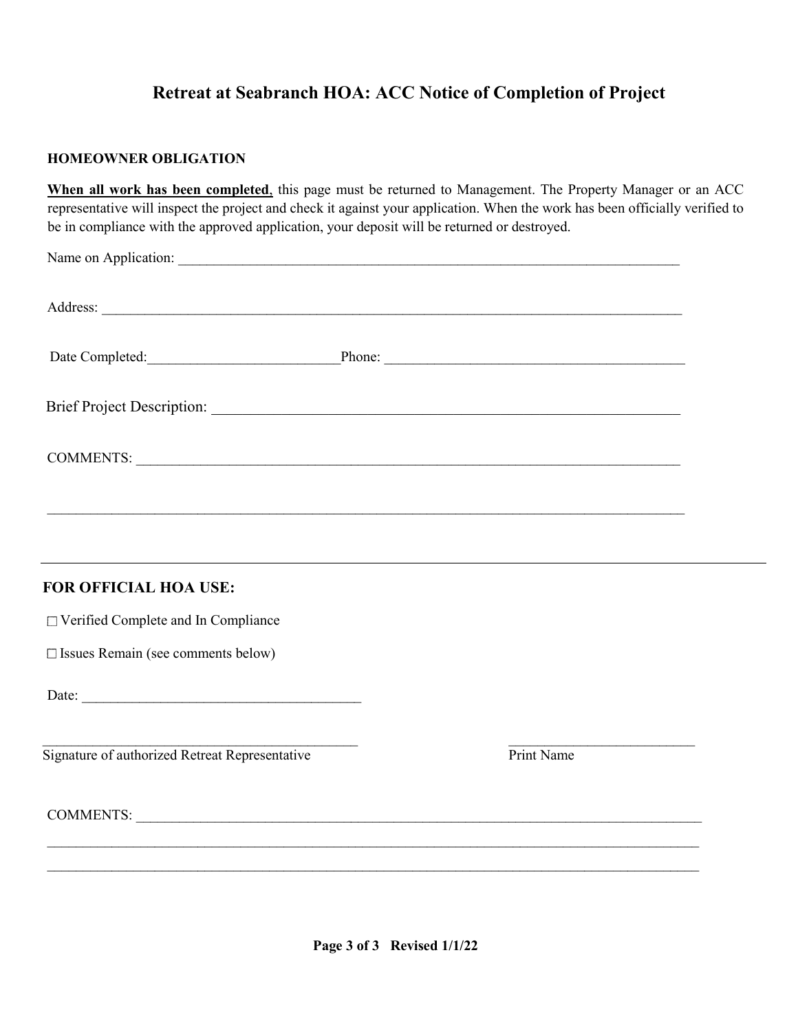# Retreat at Seabranch HOA: ACC Notice of Completion of Project

**HOMEOWNER OBLIGATION**

**<u>When all work has been completed</u>**, this page must be returned to Management. The Property Manager or an ACC representative will inspect the project and check it against your application. When the work has been officially verified to be in compliance with the approved application, your deposit will be returned or destroyed.

Name on Application: ___________________________________________________________________________

Address: ___________________________________________________________________________________

Date Completed:___________________________Phone: ____________________________________________

Brief Project Description: ________________________________________________________________

COMMENTS: _________________________________________________________________________________

____________________________________________________________________________________________

---

## FOR OFFICIAL HOA USE:

☐ Verified Complete and In Compliance

☐ Issues Remain (see comments below)

Date: _______________________________________

_____________________________________________ &nbsp;&nbsp;&nbsp;&nbsp;&nbsp;&nbsp;&nbsp;&nbsp; __________________________
Signature of authorized Retreat Representative &nbsp;&nbsp;&nbsp;&nbsp;&nbsp;&nbsp;&nbsp;&nbsp; Print Name

COMMENTS: _________________________________________________________________________________

____________________________________________________________________________________________

____________________________________________________________________________________________

Revised 1/1/22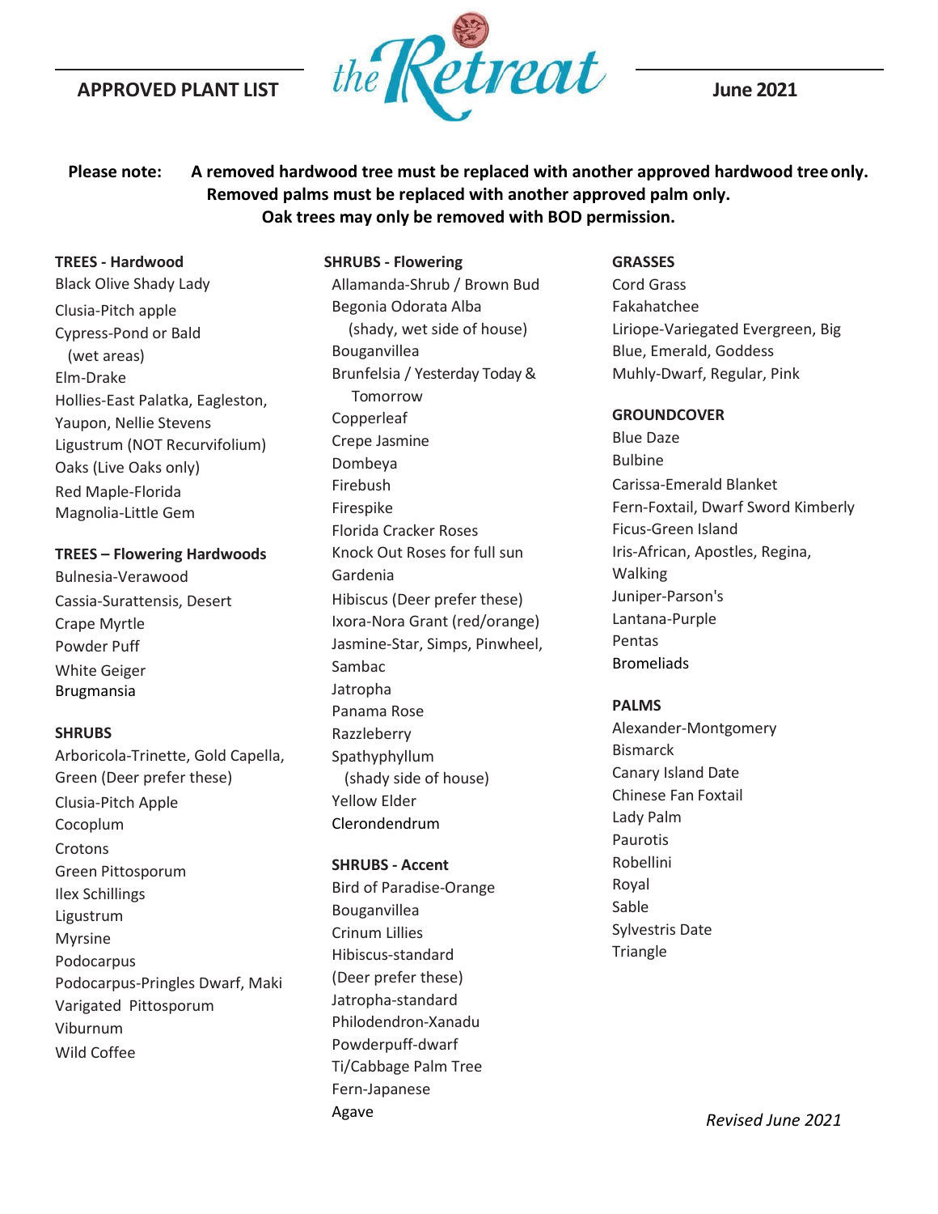# APPROVED PLANT LIST

the Retreat

June 2021

**Please note: A removed hardwood tree must be replaced with another approved hardwood tree only. Removed palms must be replaced with another approved palm only. Oak trees may only be removed with BOD permission.**

**TREES - Hardwood**

Black Olive Shady Lady
Clusia-Pitch apple
Cypress-Pond or Bald
  (wet areas)
Elm-Drake
Hollies-East Palatka, Eagleston, Yaupon, Nellie Stevens
Ligustrum (NOT Recurvifolium)
Oaks (Live Oaks only)
Red Maple-Florida
Magnolia-Little Gem

**TREES – Flowering Hardwoods**

Bulnesia-Verawood
Cassia-Surattensis, Desert
Crape Myrtle
Powder Puff
White Geiger
Brugmansia

**SHRUBS**

Arboricola-Trinette, Gold Capella, Green (Deer prefer these)
Clusia-Pitch Apple
Cocoplum
Crotons
Green Pittosporum
Ilex Schillings
Ligustrum
Myrsine
Podocarpus
Podocarpus-Pringles Dwarf, Maki
Varigated Pittosporum
Viburnum
Wild Coffee

**SHRUBS - Flowering**

Allamanda-Shrub / Brown Bud
Begonia Odorata Alba
  (shady, wet side of house)
Bouganvillea
Brunfelsia / Yesterday Today & Tomorrow
Copperleaf
Crepe Jasmine
Dombeya
Firebush
Firespike
Florida Cracker Roses
Knock Out Roses for full sun
Gardenia
Hibiscus (Deer prefer these)
Ixora-Nora Grant (red/orange)
Jasmine-Star, Simps, Pinwheel, Sambac
Jatropha
Panama Rose
Razzleberry
Spathyphyllum
  (shady side of house)
Yellow Elder
Clerondendrum

**SHRUBS - Accent**

Bird of Paradise-Orange
Bouganvillea
Crinum Lillies
Hibiscus-standard
(Deer prefer these)
Jatropha-standard
Philodendron-Xanadu
Powderpuff-dwarf
Ti/Cabbage Palm Tree
Fern-Japanese
Agave

**GRASSES**

Cord Grass
Fakahatchee
Liriope-Variegated Evergreen, Big Blue, Emerald, Goddess
Muhly-Dwarf, Regular, Pink

**GROUNDCOVER**

Blue Daze
Bulbine
Carissa-Emerald Blanket
Fern-Foxtail, Dwarf Sword Kimberly
Ficus-Green Island
Iris-African, Apostles, Regina, Walking
Juniper-Parson's
Lantana-Purple
Pentas
Bromeliads

**PALMS**

Alexander-Montgomery
Bismarck
Canary Island Date
Chinese Fan Foxtail
Lady Palm
Paurotis
Robellini
Royal
Sable
Sylvestris Date
Triangle

*Revised June 2021*